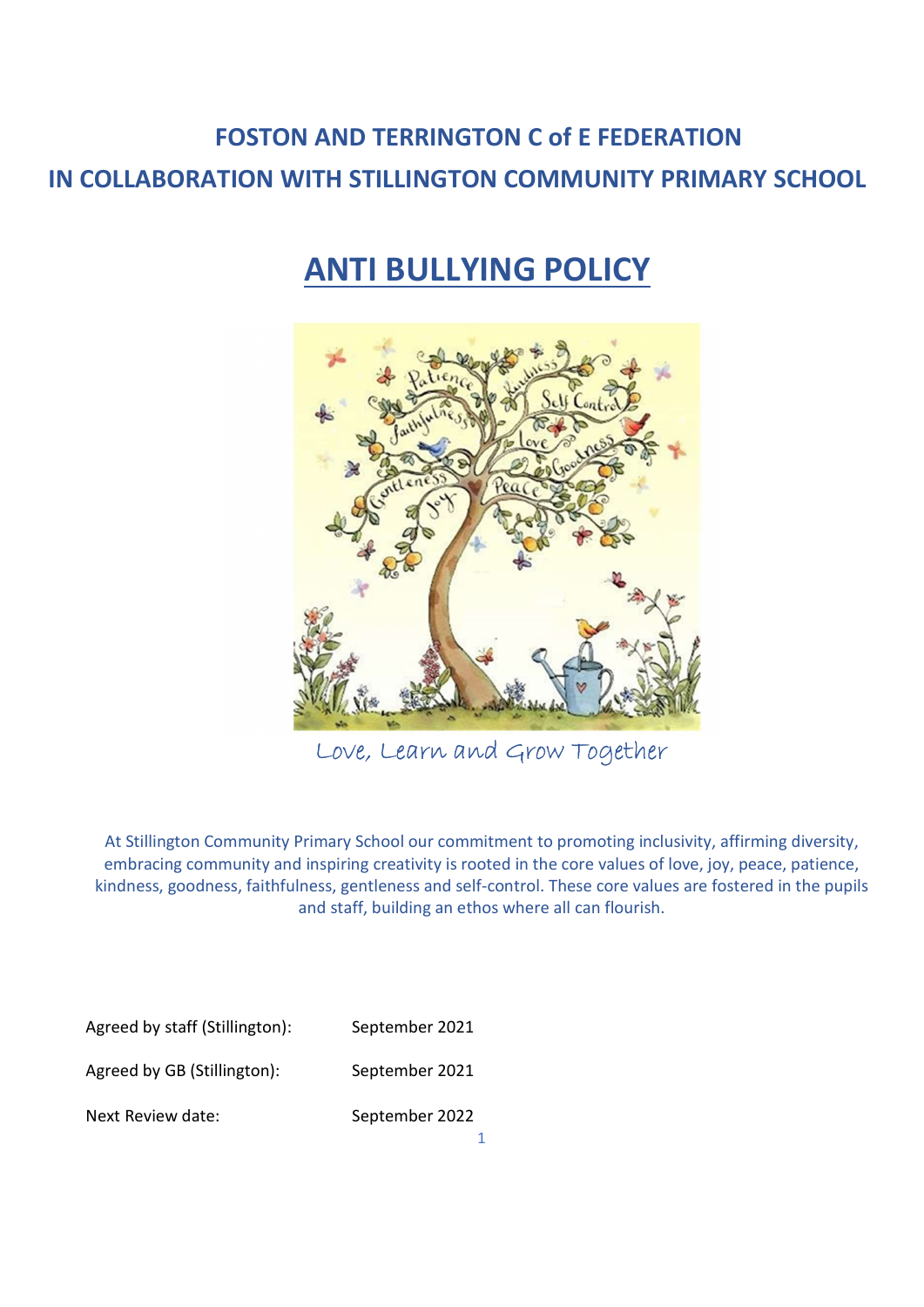# FOSTON AND TERRINGTON C of E FEDERATION

# IN COLLABORATION WITH STILLINGTON COMMUNITY PRIMARY SCHOOL

## ANTI BULLYING POLICY

Love, Learn and Grow Together

At Stillington Community Primary School our commitment to promoting inclusivity, affirming diversity, embracing community and inspiring creativity is rooted in the core values of love, joy, peace, patience, kindness, goodness, faithfulness, gentleness and self-control. These core values are fostered in the pupils and staff, building an ethos where all can flourish.

| | |
|---|---|
| Agreed by staff (Stillington): | September 2021 |
| Agreed by GB (Stillington): | September 2021 |
| Next Review date: | September 2022 |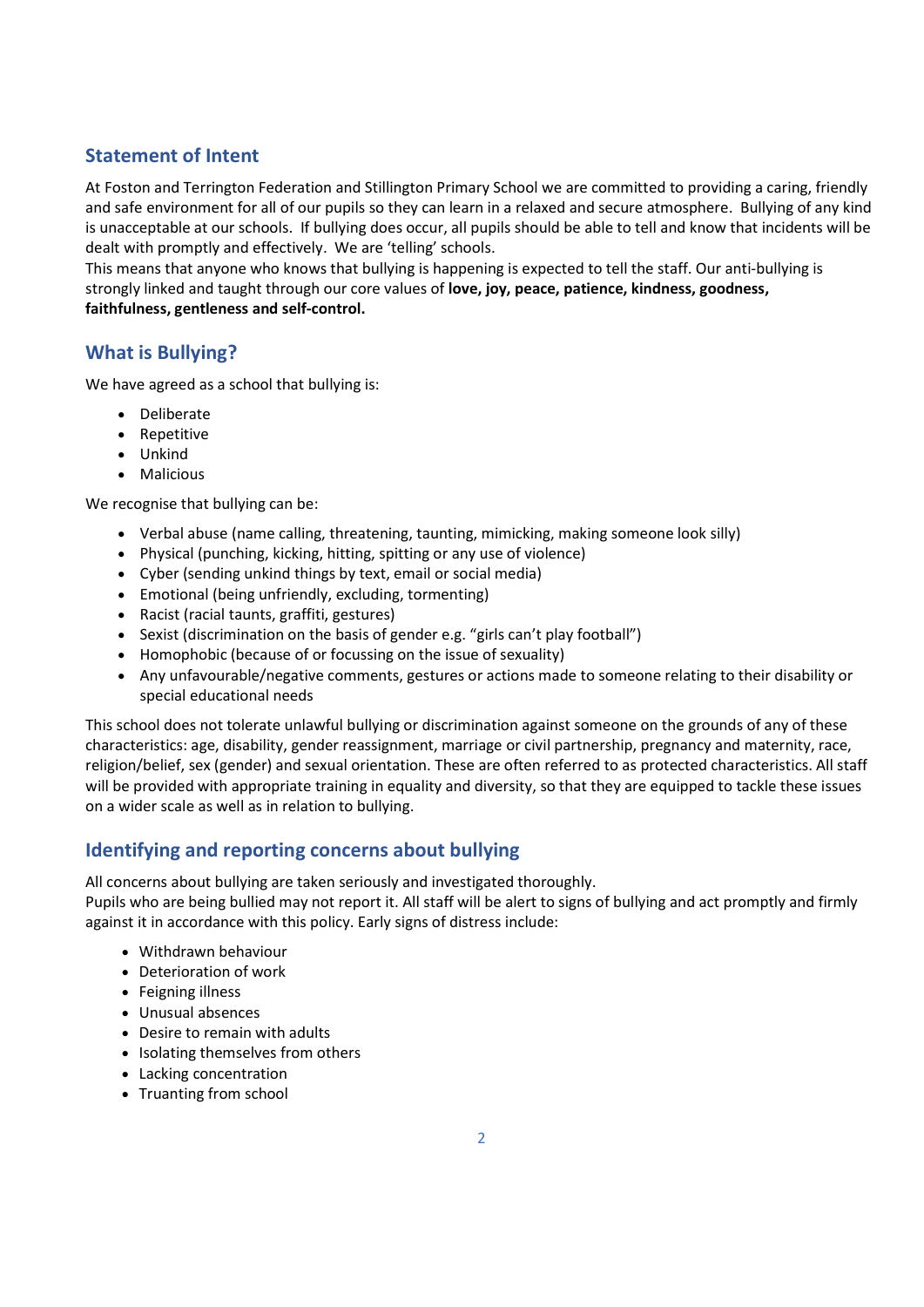## Statement of Intent

At Foston and Terrington Federation and Stillington Primary School we are committed to providing a caring, friendly and safe environment for all of our pupils so they can learn in a relaxed and secure atmosphere. Bullying of any kind is unacceptable at our schools. If bullying does occur, all pupils should be able to tell and know that incidents will be dealt with promptly and effectively. We are 'telling' schools.

This means that anyone who knows that bullying is happening is expected to tell the staff. Our anti-bullying is strongly linked and taught through our core values of **love, joy, peace, patience, kindness, goodness, faithfulness, gentleness and self-control.**

## What is Bullying?

We have agreed as a school that bullying is:

- Deliberate
- Repetitive
- Unkind
- Malicious

We recognise that bullying can be:

- Verbal abuse (name calling, threatening, taunting, mimicking, making someone look silly)
- Physical (punching, kicking, hitting, spitting or any use of violence)
- Cyber (sending unkind things by text, email or social media)
- Emotional (being unfriendly, excluding, tormenting)
- Racist (racial taunts, graffiti, gestures)
- Sexist (discrimination on the basis of gender e.g. "girls can't play football")
- Homophobic (because of or focussing on the issue of sexuality)
- Any unfavourable/negative comments, gestures or actions made to someone relating to their disability or special educational needs

This school does not tolerate unlawful bullying or discrimination against someone on the grounds of any of these characteristics: age, disability, gender reassignment, marriage or civil partnership, pregnancy and maternity, race, religion/belief, sex (gender) and sexual orientation. These are often referred to as protected characteristics. All staff will be provided with appropriate training in equality and diversity, so that they are equipped to tackle these issues on a wider scale as well as in relation to bullying.

## Identifying and reporting concerns about bullying

All concerns about bullying are taken seriously and investigated thoroughly.

Pupils who are being bullied may not report it. All staff will be alert to signs of bullying and act promptly and firmly against it in accordance with this policy. Early signs of distress include:

- Withdrawn behaviour
- Deterioration of work
- Feigning illness
- Unusual absences
- Desire to remain with adults
- Isolating themselves from others
- Lacking concentration
- Truanting from school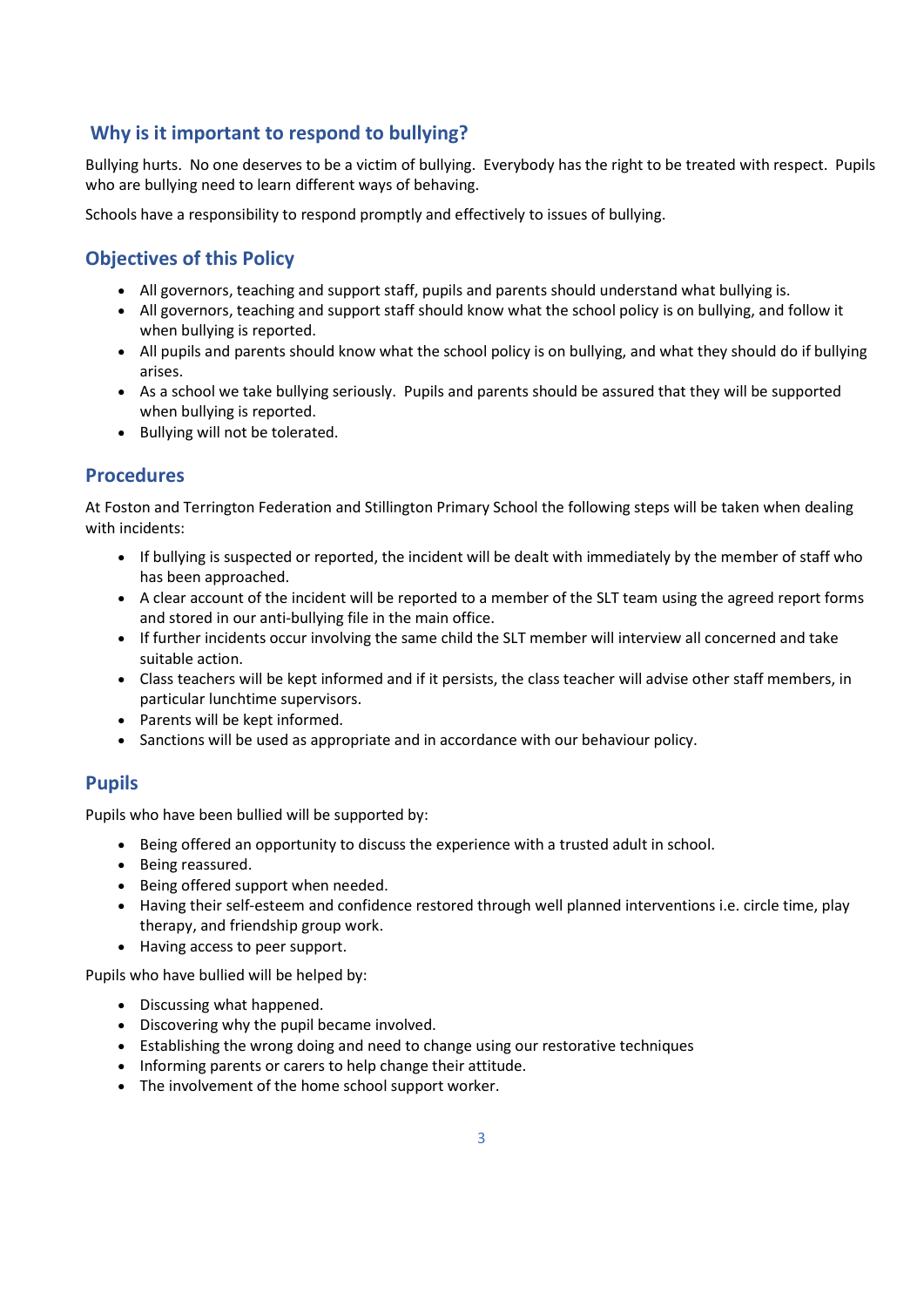## Why is it important to respond to bullying?

Bullying hurts. No one deserves to be a victim of bullying. Everybody has the right to be treated with respect. Pupils who are bullying need to learn different ways of behaving.

Schools have a responsibility to respond promptly and effectively to issues of bullying.

## Objectives of this Policy

- All governors, teaching and support staff, pupils and parents should understand what bullying is.
- All governors, teaching and support staff should know what the school policy is on bullying, and follow it when bullying is reported.
- All pupils and parents should know what the school policy is on bullying, and what they should do if bullying arises.
- As a school we take bullying seriously. Pupils and parents should be assured that they will be supported when bullying is reported.
- Bullying will not be tolerated.

## Procedures

At Foston and Terrington Federation and Stillington Primary School the following steps will be taken when dealing with incidents:

- If bullying is suspected or reported, the incident will be dealt with immediately by the member of staff who has been approached.
- A clear account of the incident will be reported to a member of the SLT team using the agreed report forms and stored in our anti-bullying file in the main office.
- If further incidents occur involving the same child the SLT member will interview all concerned and take suitable action.
- Class teachers will be kept informed and if it persists, the class teacher will advise other staff members, in particular lunchtime supervisors.
- Parents will be kept informed.
- Sanctions will be used as appropriate and in accordance with our behaviour policy.

## Pupils

Pupils who have been bullied will be supported by:

- Being offered an opportunity to discuss the experience with a trusted adult in school.
- Being reassured.
- Being offered support when needed.
- Having their self-esteem and confidence restored through well planned interventions i.e. circle time, play therapy, and friendship group work.
- Having access to peer support.

Pupils who have bullied will be helped by:

- Discussing what happened.
- Discovering why the pupil became involved.
- Establishing the wrong doing and need to change using our restorative techniques
- Informing parents or carers to help change their attitude.
- The involvement of the home school support worker.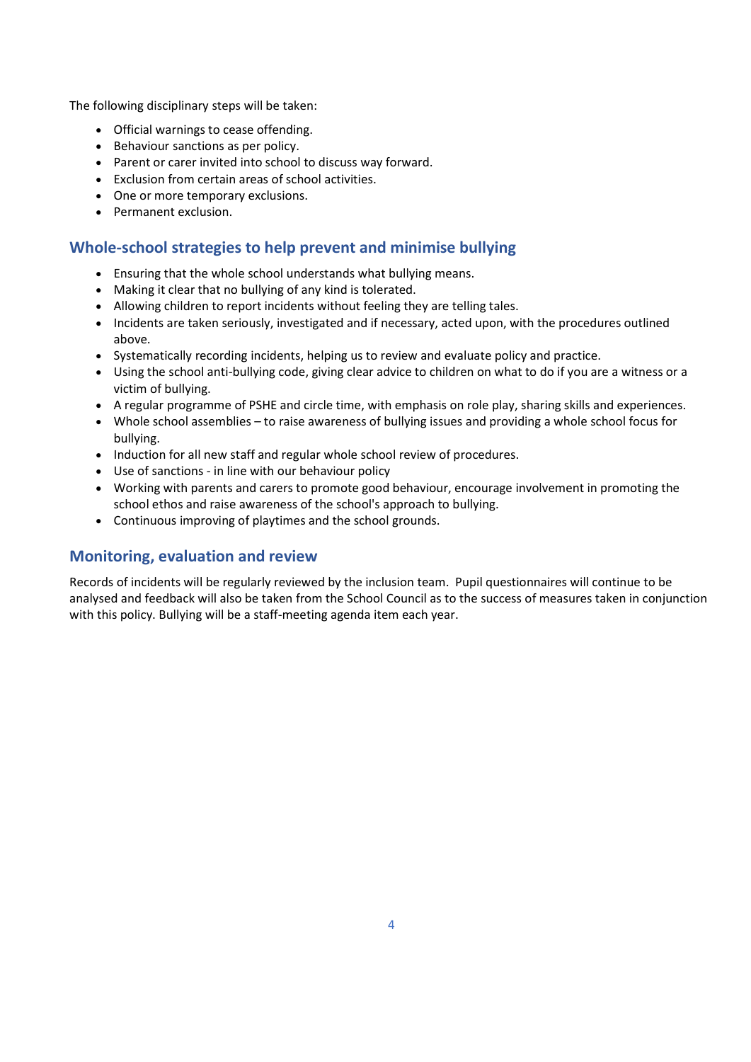The following disciplinary steps will be taken:

- Official warnings to cease offending.
- Behaviour sanctions as per policy.
- Parent or carer invited into school to discuss way forward.
- Exclusion from certain areas of school activities.
- One or more temporary exclusions.
- Permanent exclusion.

## Whole-school strategies to help prevent and minimise bullying

- Ensuring that the whole school understands what bullying means.
- Making it clear that no bullying of any kind is tolerated.
- Allowing children to report incidents without feeling they are telling tales.
- Incidents are taken seriously, investigated and if necessary, acted upon, with the procedures outlined above.
- Systematically recording incidents, helping us to review and evaluate policy and practice.
- Using the school anti-bullying code, giving clear advice to children on what to do if you are a witness or a victim of bullying.
- A regular programme of PSHE and circle time, with emphasis on role play, sharing skills and experiences.
- Whole school assemblies – to raise awareness of bullying issues and providing a whole school focus for bullying.
- Induction for all new staff and regular whole school review of procedures.
- Use of sanctions - in line with our behaviour policy
- Working with parents and carers to promote good behaviour, encourage involvement in promoting the school ethos and raise awareness of the school's approach to bullying.
- Continuous improving of playtimes and the school grounds.

## Monitoring, evaluation and review

Records of incidents will be regularly reviewed by the inclusion team. Pupil questionnaires will continue to be analysed and feedback will also be taken from the School Council as to the success of measures taken in conjunction with this policy. Bullying will be a staff-meeting agenda item each year.